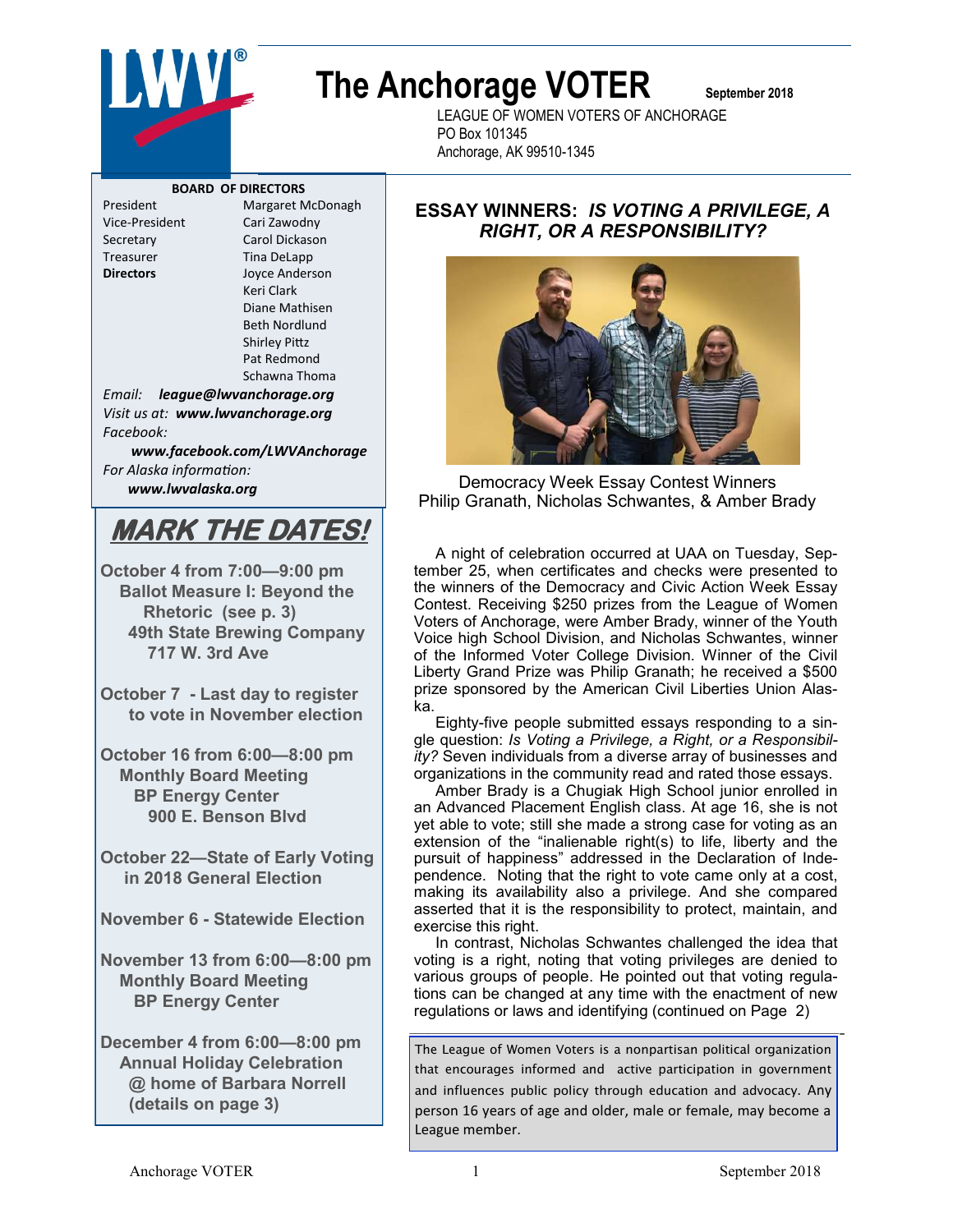# The Anchorage VOTER

September 2018

LEAGUE OF WOMEN VOTERS OF ANCHORAGE
PO Box 101345
Anchorage, AK 99510-1345

**BOARD OF DIRECTORS**

| | |
|---|---|
| President | Margaret McDonagh |
| Vice-President | Cari Zawodny |
| Secretary | Carol Dickason |
| Treasurer | Tina DeLapp |
| **Directors** | Joyce Anderson |
| | Keri Clark |
| | Diane Mathisen |
| | Beth Nordlund |
| | Shirley Pittz |
| | Pat Redmond |
| | Schawna Thoma |

*Email:* ***league@lwvanchorage.org***
*Visit us at:* ***www.lwvanchorage.org***
*Facebook:* ***www.facebook.com/LWVAnchorage***
*For Alaska information:* ***www.lwvalaska.org***

## MARK THE DATES!

**October 4 from 7:00—9:00 pm**
**Ballot Measure I: Beyond the Rhetoric (see p. 3)**
**49th State Brewing Company**
**717 W. 3rd Ave**

**October 7 - Last day to register to vote in November election**

**October 16 from 6:00—8:00 pm**
**Monthly Board Meeting**
**BP Energy Center**
**900 E. Benson Blvd**

**October 22—State of Early Voting in 2018 General Election**

**November 6 - Statewide Election**

**November 13 from 6:00—8:00 pm**
**Monthly Board Meeting**
**BP Energy Center**

**December 4 from 6:00—8:00 pm**
**Annual Holiday Celebration**
**@ home of Barbara Norrell**
**(details on page 3)**

## ESSAY WINNERS: *IS VOTING A PRIVILEGE, A RIGHT, OR A RESPONSIBILITY?*

Democracy Week Essay Contest Winners
Philip Granath, Nicholas Schwantes, & Amber Brady

A night of celebration occurred at UAA on Tuesday, September 25, when certificates and checks were presented to the winners of the Democracy and Civic Action Week Essay Contest. Receiving $250 prizes from the League of Women Voters of Anchorage, were Amber Brady, winner of the Youth Voice high School Division, and Nicholas Schwantes, winner of the Informed Voter College Division. Winner of the Civil Liberty Grand Prize was Philip Granath; he received a $500 prize sponsored by the American Civil Liberties Union Alaska.

Eighty-five people submitted essays responding to a single question: *Is Voting a Privilege, a Right, or a Responsibility?* Seven individuals from a diverse array of businesses and organizations in the community read and rated those essays.

Amber Brady is a Chugiak High School junior enrolled in an Advanced Placement English class. At age 16, she is not yet able to vote; still she made a strong case for voting as an extension of the "inalienable right(s) to life, liberty and the pursuit of happiness" addressed in the Declaration of Independence. Noting that the right to vote came only at a cost, making its availability also a privilege. And she compared asserted that it is the responsibility to protect, maintain, and exercise this right.

In contrast, Nicholas Schwantes challenged the idea that voting is a right, noting that voting privileges are denied to various groups of people. He pointed out that voting regulations can be changed at any time with the enactment of new regulations or laws and identifying (continued on Page 2)

The League of Women Voters is a nonpartisan political organization that encourages informed and active participation in government and influences public policy through education and advocacy. Any person 16 years of age and older, male or female, may become a League member.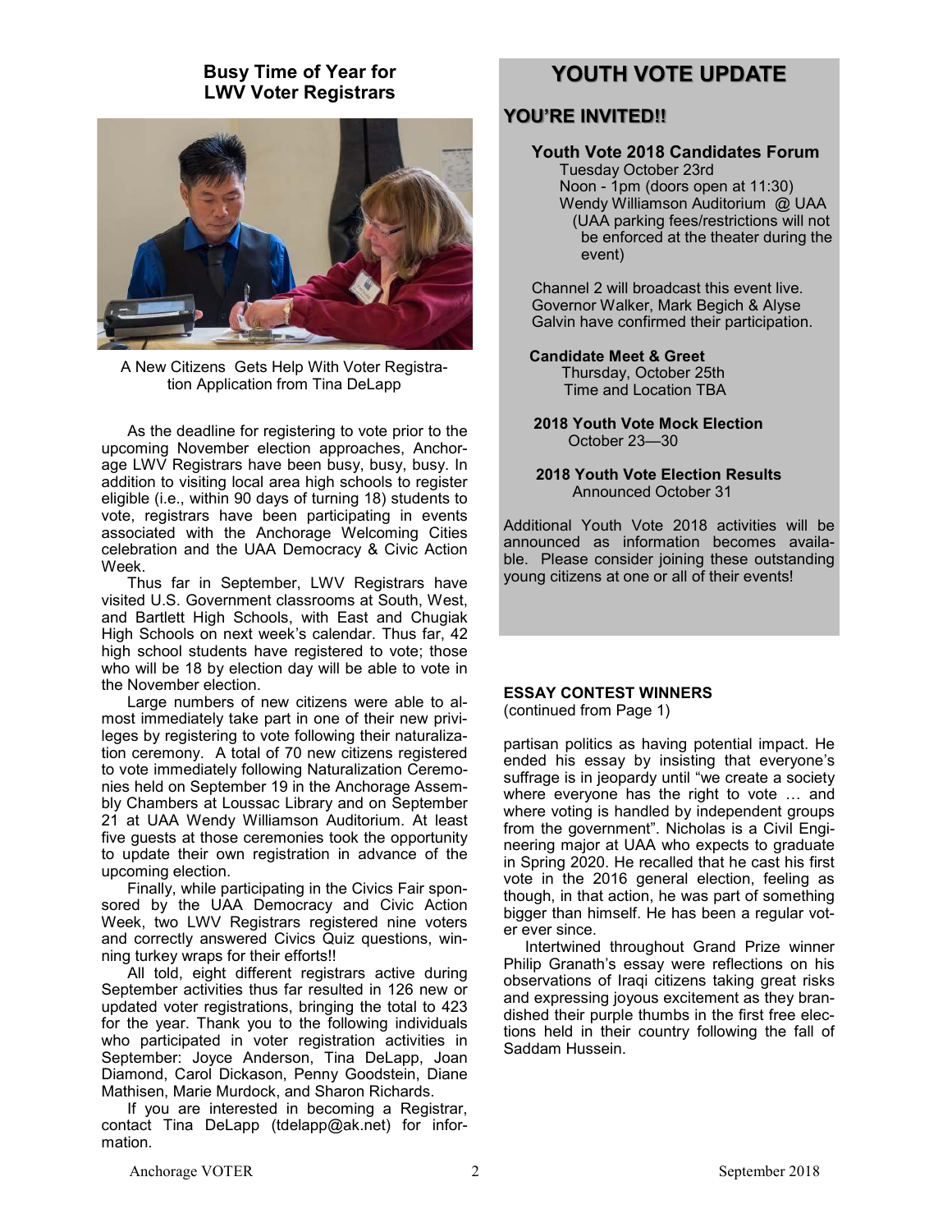## Busy Time of Year for LWV Voter Registrars

A New Citizens Gets Help With Voter Registration Application from Tina DeLapp

As the deadline for registering to vote prior to the upcoming November election approaches, Anchorage LWV Registrars have been busy, busy, busy. In addition to visiting local area high schools to register eligible (i.e., within 90 days of turning 18) students to vote, registrars have been participating in events associated with the Anchorage Welcoming Cities celebration and the UAA Democracy & Civic Action Week.

Thus far in September, LWV Registrars have visited U.S. Government classrooms at South, West, and Bartlett High Schools, with East and Chugiak High Schools on next week's calendar. Thus far, 42 high school students have registered to vote; those who will be 18 by election day will be able to vote in the November election.

Large numbers of new citizens were able to almost immediately take part in one of their new privileges by registering to vote following their naturalization ceremony. A total of 70 new citizens registered to vote immediately following Naturalization Ceremonies held on September 19 in the Anchorage Assembly Chambers at Loussac Library and on September 21 at UAA Wendy Williamson Auditorium. At least five guests at those ceremonies took the opportunity to update their own registration in advance of the upcoming election.

Finally, while participating in the Civics Fair sponsored by the UAA Democracy and Civic Action Week, two LWV Registrars registered nine voters and correctly answered Civics Quiz questions, winning turkey wraps for their efforts!!

All told, eight different registrars active during September activities thus far resulted in 126 new or updated voter registrations, bringing the total to 423 for the year. Thank you to the following individuals who participated in voter registration activities in September: Joyce Anderson, Tina DeLapp, Joan Diamond, Carol Dickason, Penny Goodstein, Diane Mathisen, Marie Murdock, and Sharon Richards.

If you are interested in becoming a Registrar, contact Tina DeLapp (tdelapp@ak.net) for information.

## YOUTH VOTE UPDATE

### YOU'RE INVITED!!

**Youth Vote 2018 Candidates Forum**
Tuesday October 23rd
Noon - 1pm (doors open at 11:30)
Wendy Williamson Auditorium @ UAA
(UAA parking fees/restrictions will not be enforced at the theater during the event)

Channel 2 will broadcast this event live. Governor Walker, Mark Begich & Alyse Galvin have confirmed their participation.

**Candidate Meet & Greet**
Thursday, October 25th
Time and Location TBA

**2018 Youth Vote Mock Election**
October 23—30

**2018 Youth Vote Election Results**
Announced October 31

Additional Youth Vote 2018 activities will be announced as information becomes available. Please consider joining these outstanding young citizens at one or all of their events!

**ESSAY CONTEST WINNERS**
(continued from Page 1)

partisan politics as having potential impact. He ended his essay by insisting that everyone's suffrage is in jeopardy until "we create a society where everyone has the right to vote … and where voting is handled by independent groups from the government". Nicholas is a Civil Engineering major at UAA who expects to graduate in Spring 2020. He recalled that he cast his first vote in the 2016 general election, feeling as though, in that action, he was part of something bigger than himself. He has been a regular voter ever since.

Intertwined throughout Grand Prize winner Philip Granath's essay were reflections on his observations of Iraqi citizens taking great risks and expressing joyous excitement as they brandished their purple thumbs in the first free elections held in their country following the fall of Saddam Hussein.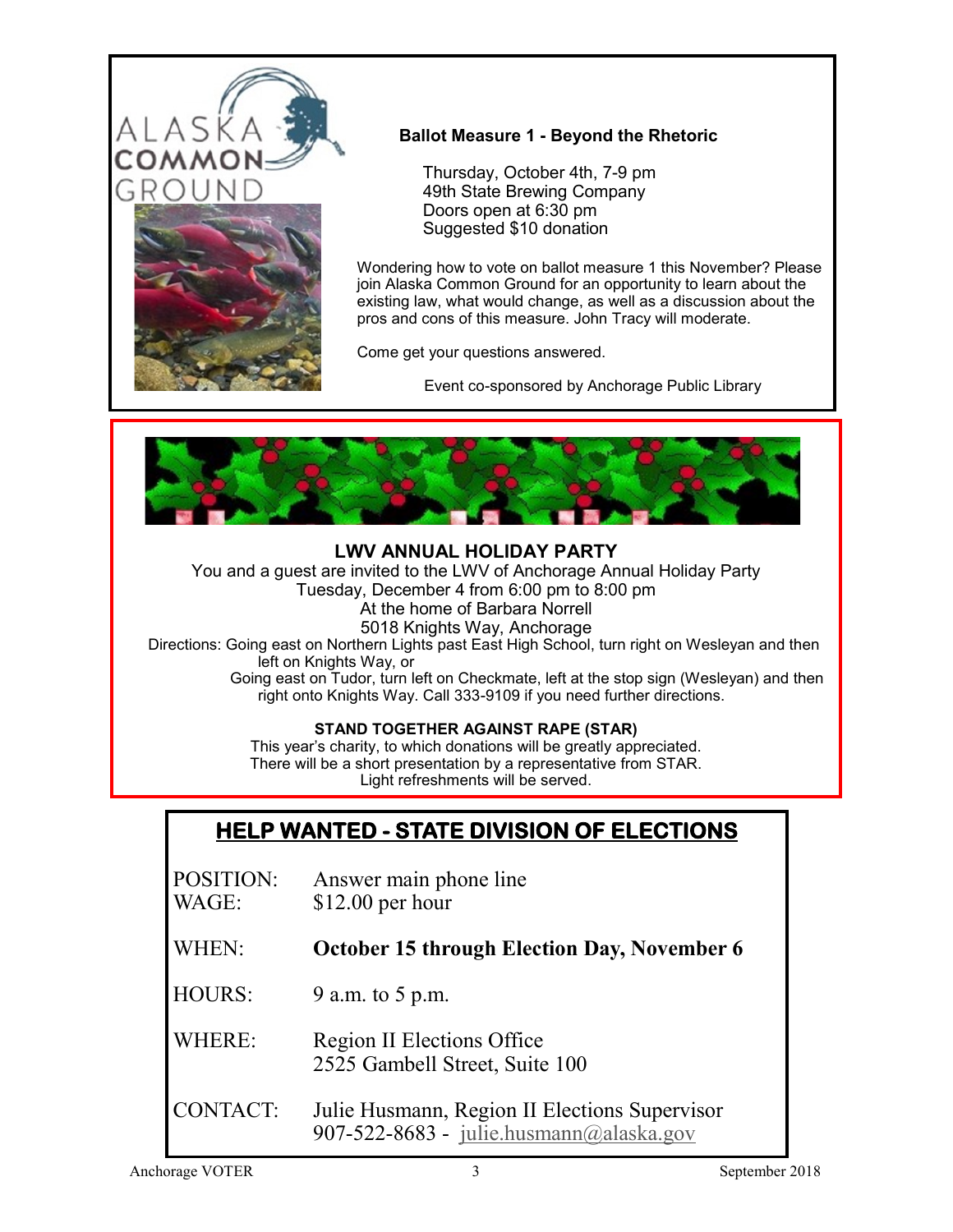ALASKA COMMON GROUND

## Ballot Measure 1 - Beyond the Rhetoric

Thursday, October 4th, 7-9 pm
49th State Brewing Company
Doors open at 6:30 pm
Suggested $10 donation

Wondering how to vote on ballot measure 1 this November? Please join Alaska Common Ground for an opportunity to learn about the existing law, what would change, as well as a discussion about the pros and cons of this measure. John Tracy will moderate.

Come get your questions answered.

Event co-sponsored by Anchorage Public Library

## LWV ANNUAL HOLIDAY PARTY

You and a guest are invited to the LWV of Anchorage Annual Holiday Party
Tuesday, December 4 from 6:00 pm to 8:00 pm
At the home of Barbara Norrell
5018 Knights Way, Anchorage

Directions: Going east on Northern Lights past East High School, turn right on Wesleyan and then left on Knights Way, or

Going east on Tudor, turn left on Checkmate, left at the stop sign (Wesleyan) and then right onto Knights Way. Call 333-9109 if you need further directions.

**STAND TOGETHER AGAINST RAPE (STAR)**

This year's charity, to which donations will be greatly appreciated.
There will be a short presentation by a representative from STAR.
Light refreshments will be served.

## HELP WANTED - STATE DIVISION OF ELECTIONS

POSITION: Answer main phone line
WAGE: $12.00 per hour

WHEN: **October 15 through Election Day, November 6**

HOURS: 9 a.m. to 5 p.m.

WHERE: Region II Elections Office
2525 Gambell Street, Suite 100

CONTACT: Julie Husmann, Region II Elections Supervisor
907-522-8683 - julie.husmann@alaska.gov